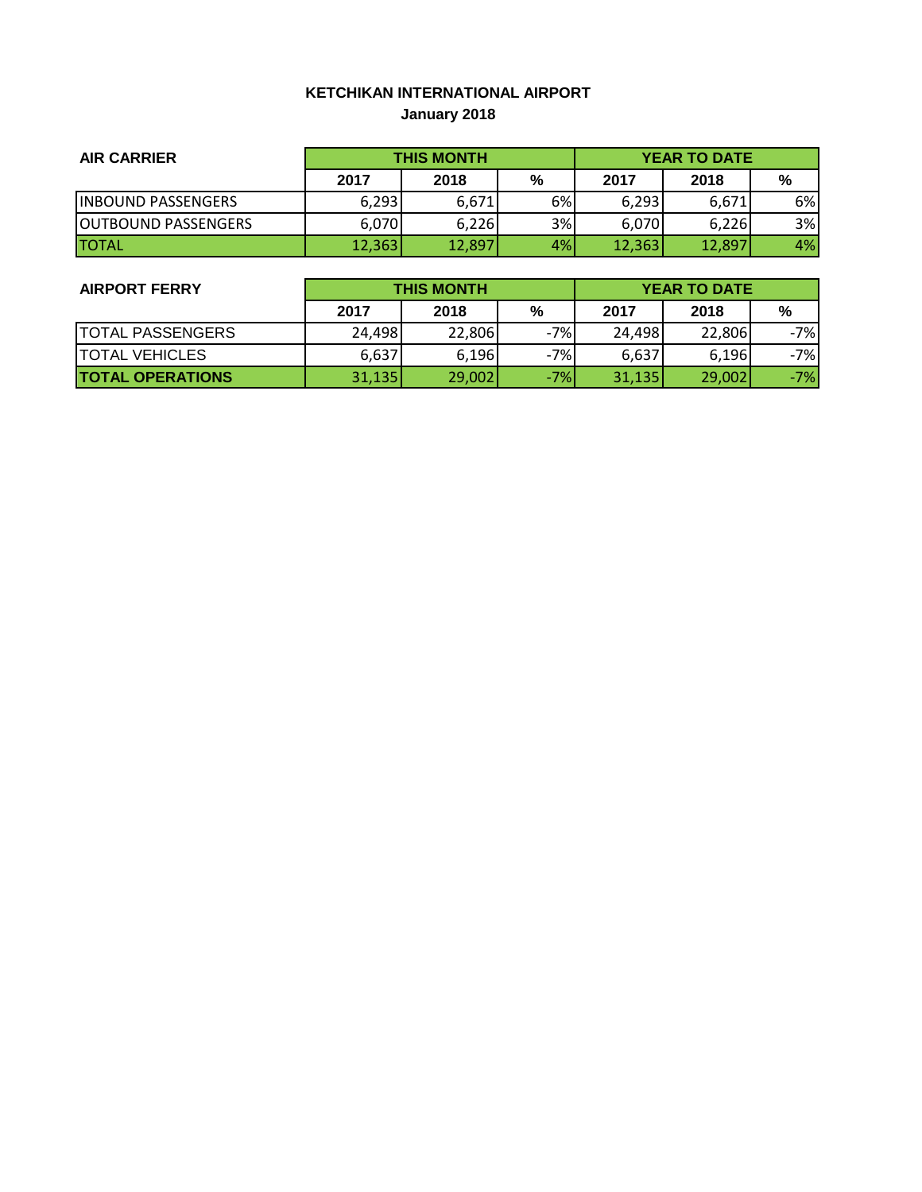# KETCHIKAN INTERNATIONAL AIRPORT

## January 2018

| AIR CARRIER | THIS MONTH | | | YEAR TO DATE | | |
|---|---|---|---|---|---|---|
| | 2017 | 2018 | % | 2017 | 2018 | % |
| INBOUND PASSENGERS | 6,293 | 6,671 | 6% | 6,293 | 6,671 | 6% |
| OUTBOUND PASSENGERS | 6,070 | 6,226 | 3% | 6,070 | 6,226 | 3% |
| TOTAL | 12,363 | 12,897 | 4% | 12,363 | 12,897 | 4% |

| AIRPORT FERRY | THIS MONTH | | | YEAR TO DATE | | |
|---|---|---|---|---|---|---|
| | 2017 | 2018 | % | 2017 | 2018 | % |
| TOTAL PASSENGERS | 24,498 | 22,806 | -7% | 24,498 | 22,806 | -7% |
| TOTAL VEHICLES | 6,637 | 6,196 | -7% | 6,637 | 6,196 | -7% |
| **TOTAL OPERATIONS** | 31,135 | 29,002 | -7% | 31,135 | 29,002 | -7% |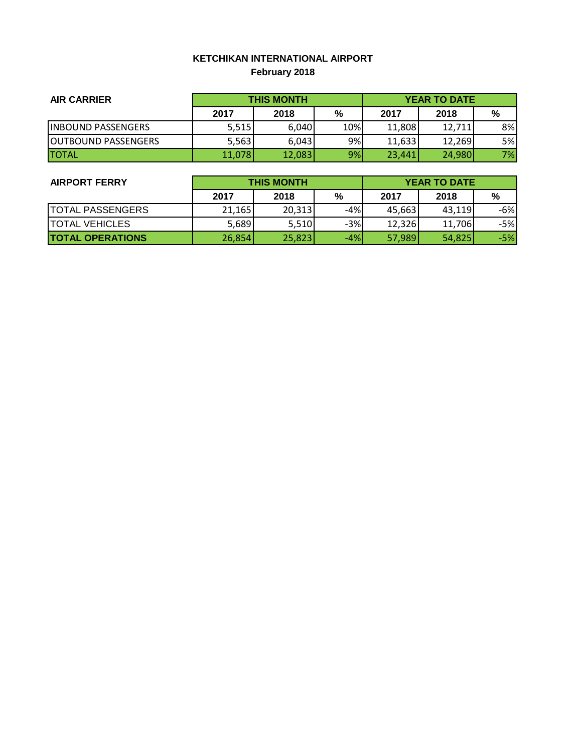# KETCHIKAN INTERNATIONAL AIRPORT

## February 2018

| AIR CARRIER | THIS MONTH | | | YEAR TO DATE | | |
|---|---|---|---|---|---|---|
| | 2017 | 2018 | % | 2017 | 2018 | % |
| INBOUND PASSENGERS | 5,515 | 6,040 | 10% | 11,808 | 12,711 | 8% |
| OUTBOUND PASSENGERS | 5,563 | 6,043 | 9% | 11,633 | 12,269 | 5% |
| TOTAL | 11,078 | 12,083 | 9% | 23,441 | 24,980 | 7% |

| AIRPORT FERRY | THIS MONTH | | | YEAR TO DATE | | |
|---|---|---|---|---|---|---|
| | 2017 | 2018 | % | 2017 | 2018 | % |
| TOTAL PASSENGERS | 21,165 | 20,313 | -4% | 45,663 | 43,119 | -6% |
| TOTAL VEHICLES | 5,689 | 5,510 | -3% | 12,326 | 11,706 | -5% |
| **TOTAL OPERATIONS** | 26,854 | 25,823 | -4% | 57,989 | 54,825 | -5% |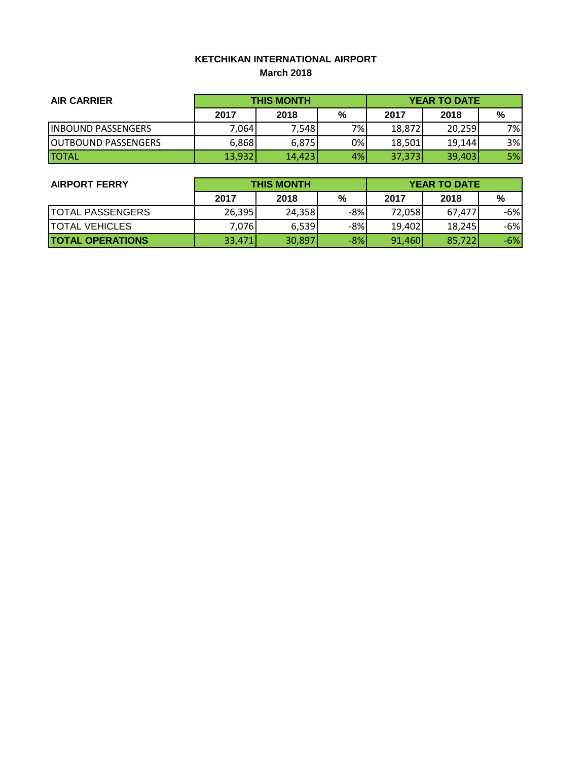**KETCHIKAN INTERNATIONAL AIRPORT**
**March 2018**

| AIR CARRIER | THIS MONTH | | | YEAR TO DATE | | |
|---|---|---|---|---|---|---|
| | 2017 | 2018 | % | 2017 | 2018 | % |
| INBOUND PASSENGERS | 7,064 | 7,548 | 7% | 18,872 | 20,259 | 7% |
| OUTBOUND PASSENGERS | 6,868 | 6,875 | 0% | 18,501 | 19,144 | 3% |
| TOTAL | 13,932 | 14,423 | 4% | 37,373 | 39,403 | 5% |

| AIRPORT FERRY | THIS MONTH | | | YEAR TO DATE | | |
|---|---|---|---|---|---|---|
| | 2017 | 2018 | % | 2017 | 2018 | % |
| TOTAL PASSENGERS | 26,395 | 24,358 | -8% | 72,058 | 67,477 | -6% |
| TOTAL VEHICLES | 7,076 | 6,539 | -8% | 19,402 | 18,245 | -6% |
| **TOTAL OPERATIONS** | 33,471 | 30,897 | -8% | 91,460 | 85,722 | -6% |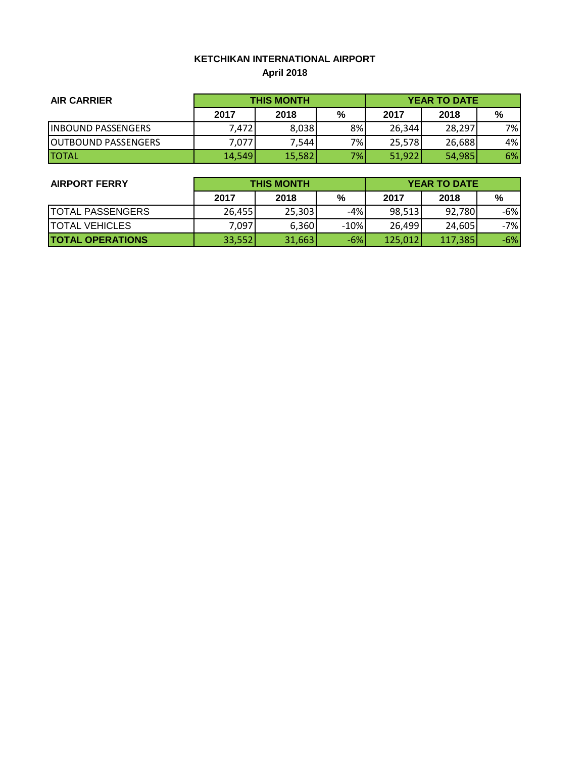**KETCHIKAN INTERNATIONAL AIRPORT**

**April 2018**

| AIR CARRIER | THIS MONTH | | | YEAR TO DATE | | |
|---|---|---|---|---|---|---|
| | 2017 | 2018 | % | 2017 | 2018 | % |
| INBOUND PASSENGERS | 7,472 | 8,038 | 8% | 26,344 | 28,297 | 7% |
| OUTBOUND PASSENGERS | 7,077 | 7,544 | 7% | 25,578 | 26,688 | 4% |
| TOTAL | 14,549 | 15,582 | 7% | 51,922 | 54,985 | 6% |

| AIRPORT FERRY | THIS MONTH | | | YEAR TO DATE | | |
|---|---|---|---|---|---|---|
| | 2017 | 2018 | % | 2017 | 2018 | % |
| TOTAL PASSENGERS | 26,455 | 25,303 | -4% | 98,513 | 92,780 | -6% |
| TOTAL VEHICLES | 7,097 | 6,360 | -10% | 26,499 | 24,605 | -7% |
| **TOTAL OPERATIONS** | 33,552 | 31,663 | -6% | 125,012 | 117,385 | -6% |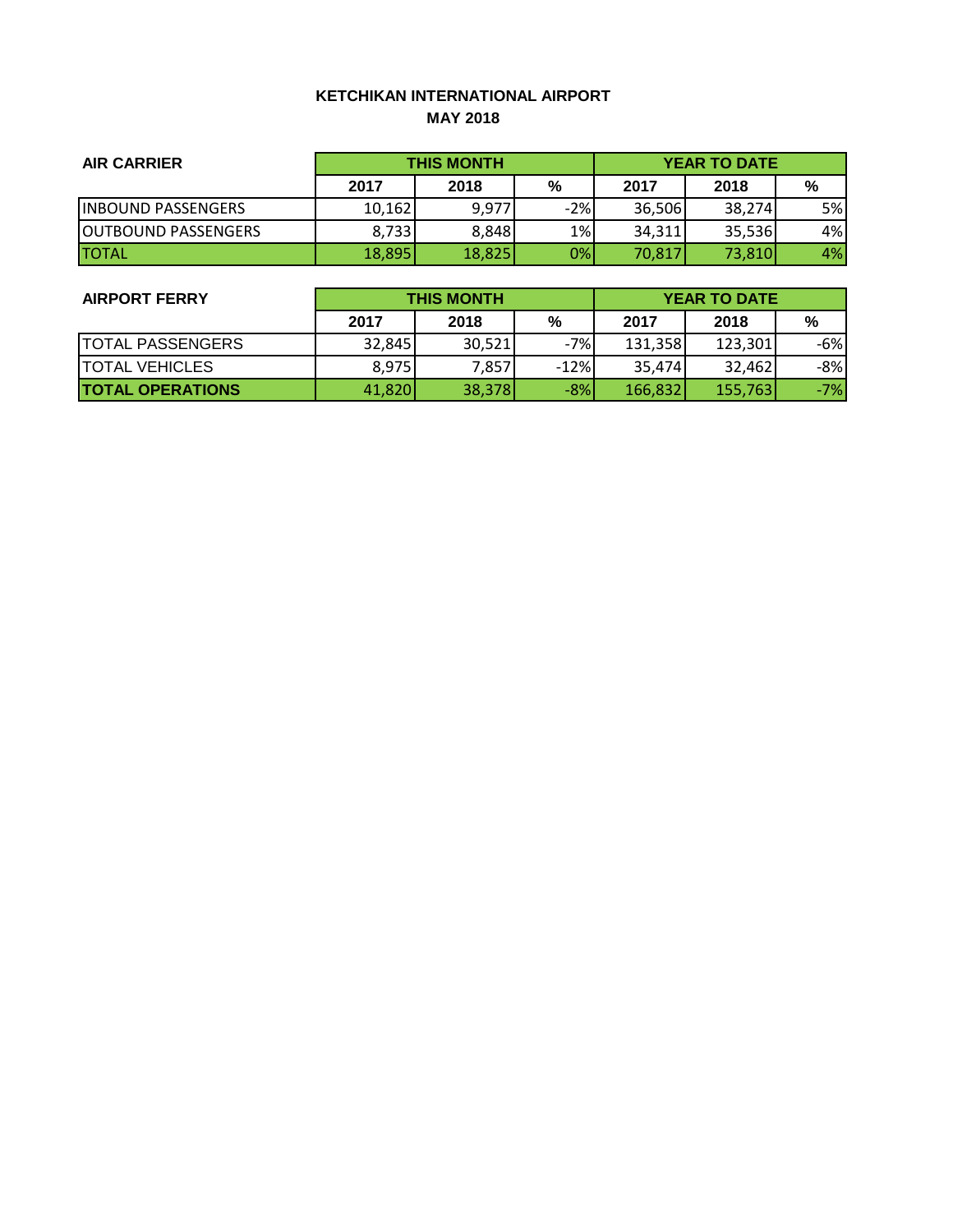## KETCHIKAN INTERNATIONAL AIRPORT
## MAY 2018

| AIR CARRIER | THIS MONTH | | | YEAR TO DATE | | |
|---|---|---|---|---|---|---|
| | 2017 | 2018 | % | 2017 | 2018 | % |
| INBOUND PASSENGERS | 10,162 | 9,977 | -2% | 36,506 | 38,274 | 5% |
| OUTBOUND PASSENGERS | 8,733 | 8,848 | 1% | 34,311 | 35,536 | 4% |
| TOTAL | 18,895 | 18,825 | 0% | 70,817 | 73,810 | 4% |

| AIRPORT FERRY | THIS MONTH | | | YEAR TO DATE | | |
|---|---|---|---|---|---|---|
| | 2017 | 2018 | % | 2017 | 2018 | % |
| TOTAL PASSENGERS | 32,845 | 30,521 | -7% | 131,358 | 123,301 | -6% |
| TOTAL VEHICLES | 8,975 | 7,857 | -12% | 35,474 | 32,462 | -8% |
| **TOTAL OPERATIONS** | 41,820 | 38,378 | -8% | 166,832 | 155,763 | -7% |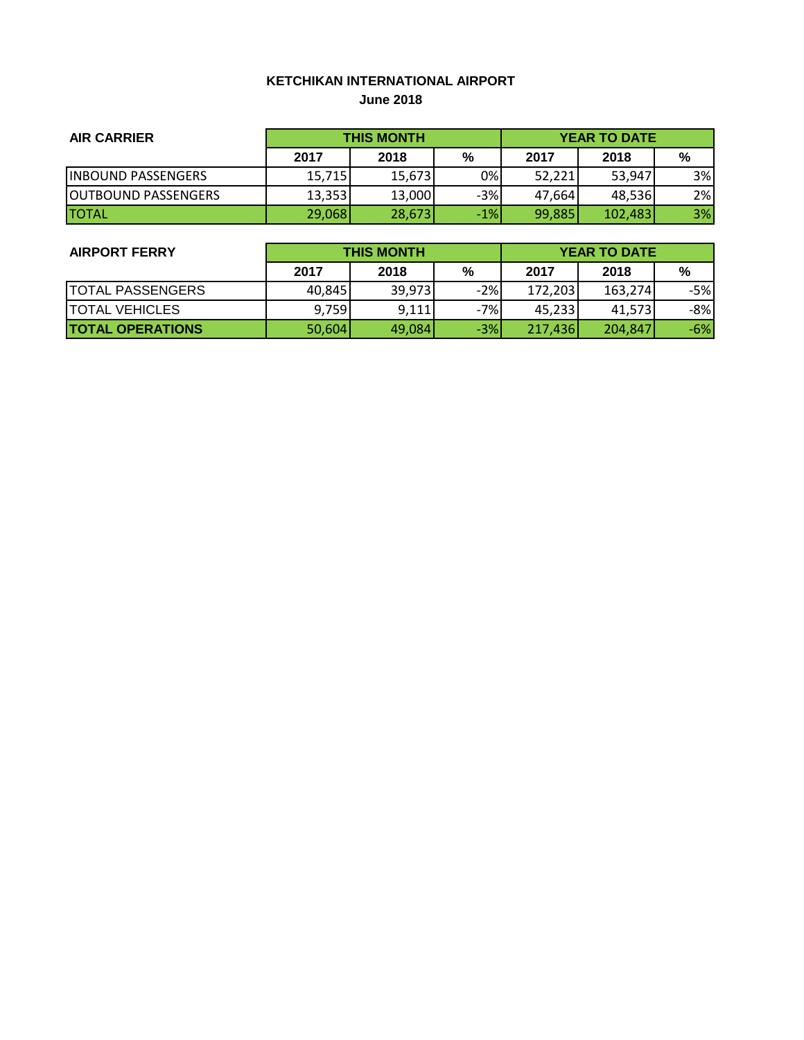**KETCHIKAN INTERNATIONAL AIRPORT**

**June 2018**

| AIR CARRIER | THIS MONTH | | | YEAR TO DATE | | |
|---|---|---|---|---|---|---|
| | 2017 | 2018 | % | 2017 | 2018 | % |
| INBOUND PASSENGERS | 15,715 | 15,673 | 0% | 52,221 | 53,947 | 3% |
| OUTBOUND PASSENGERS | 13,353 | 13,000 | -3% | 47,664 | 48,536 | 2% |
| TOTAL | 29,068 | 28,673 | -1% | 99,885 | 102,483 | 3% |

| AIRPORT FERRY | THIS MONTH | | | YEAR TO DATE | | |
|---|---|---|---|---|---|---|
| | 2017 | 2018 | % | 2017 | 2018 | % |
| TOTAL PASSENGERS | 40,845 | 39,973 | -2% | 172,203 | 163,274 | -5% |
| TOTAL VEHICLES | 9,759 | 9,111 | -7% | 45,233 | 41,573 | -8% |
| **TOTAL OPERATIONS** | 50,604 | 49,084 | -3% | 217,436 | 204,847 | -6% |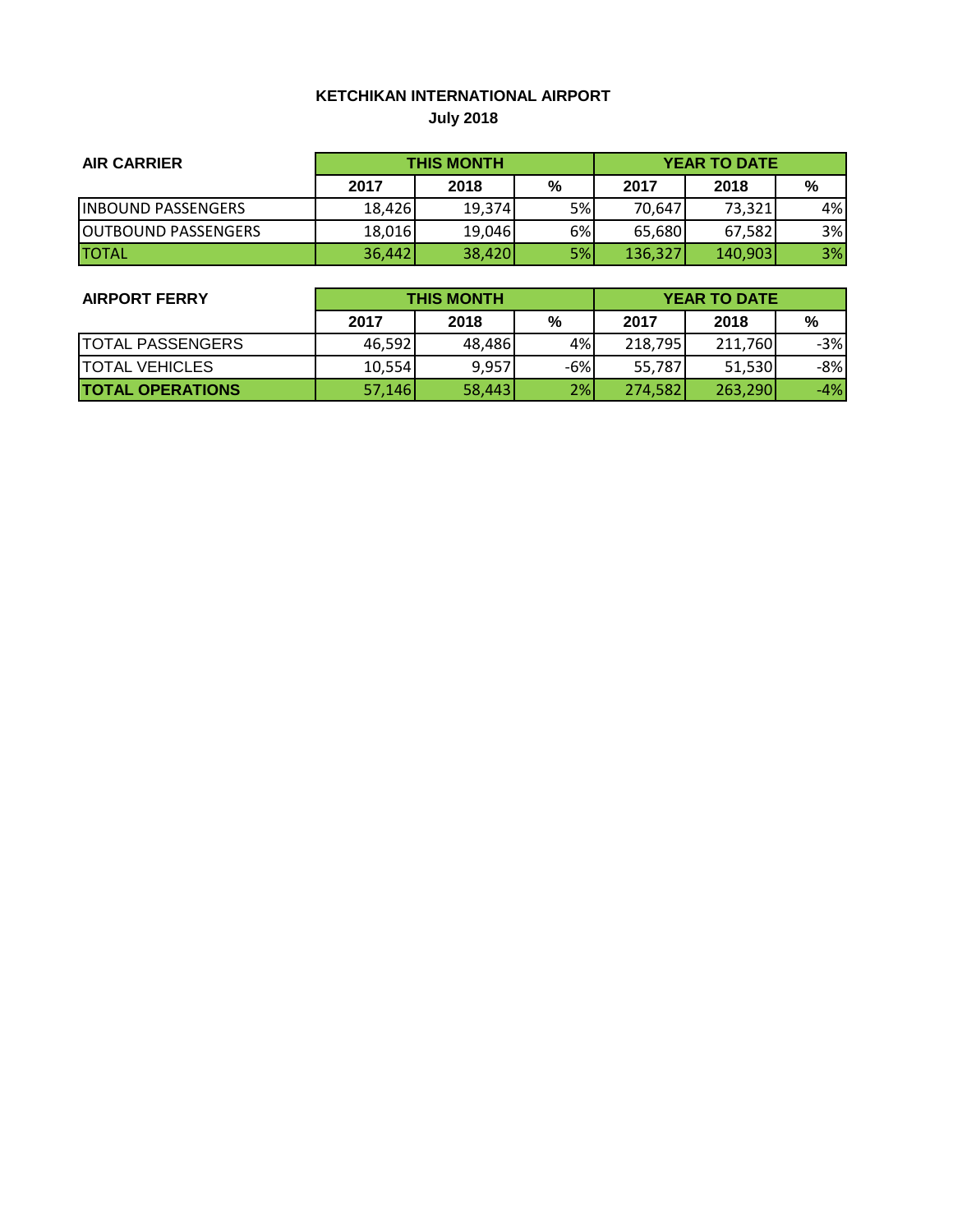**KETCHIKAN INTERNATIONAL AIRPORT**
**July 2018**

| AIR CARRIER | THIS MONTH | | | YEAR TO DATE | | |
|---|---|---|---|---|---|---|
| | 2017 | 2018 | % | 2017 | 2018 | % |
| INBOUND PASSENGERS | 18,426 | 19,374 | 5% | 70,647 | 73,321 | 4% |
| OUTBOUND PASSENGERS | 18,016 | 19,046 | 6% | 65,680 | 67,582 | 3% |
| TOTAL | 36,442 | 38,420 | 5% | 136,327 | 140,903 | 3% |

| AIRPORT FERRY | THIS MONTH | | | YEAR TO DATE | | |
|---|---|---|---|---|---|---|
| | 2017 | 2018 | % | 2017 | 2018 | % |
| TOTAL PASSENGERS | 46,592 | 48,486 | 4% | 218,795 | 211,760 | -3% |
| TOTAL VEHICLES | 10,554 | 9,957 | -6% | 55,787 | 51,530 | -8% |
| **TOTAL OPERATIONS** | 57,146 | 58,443 | 2% | 274,582 | 263,290 | -4% |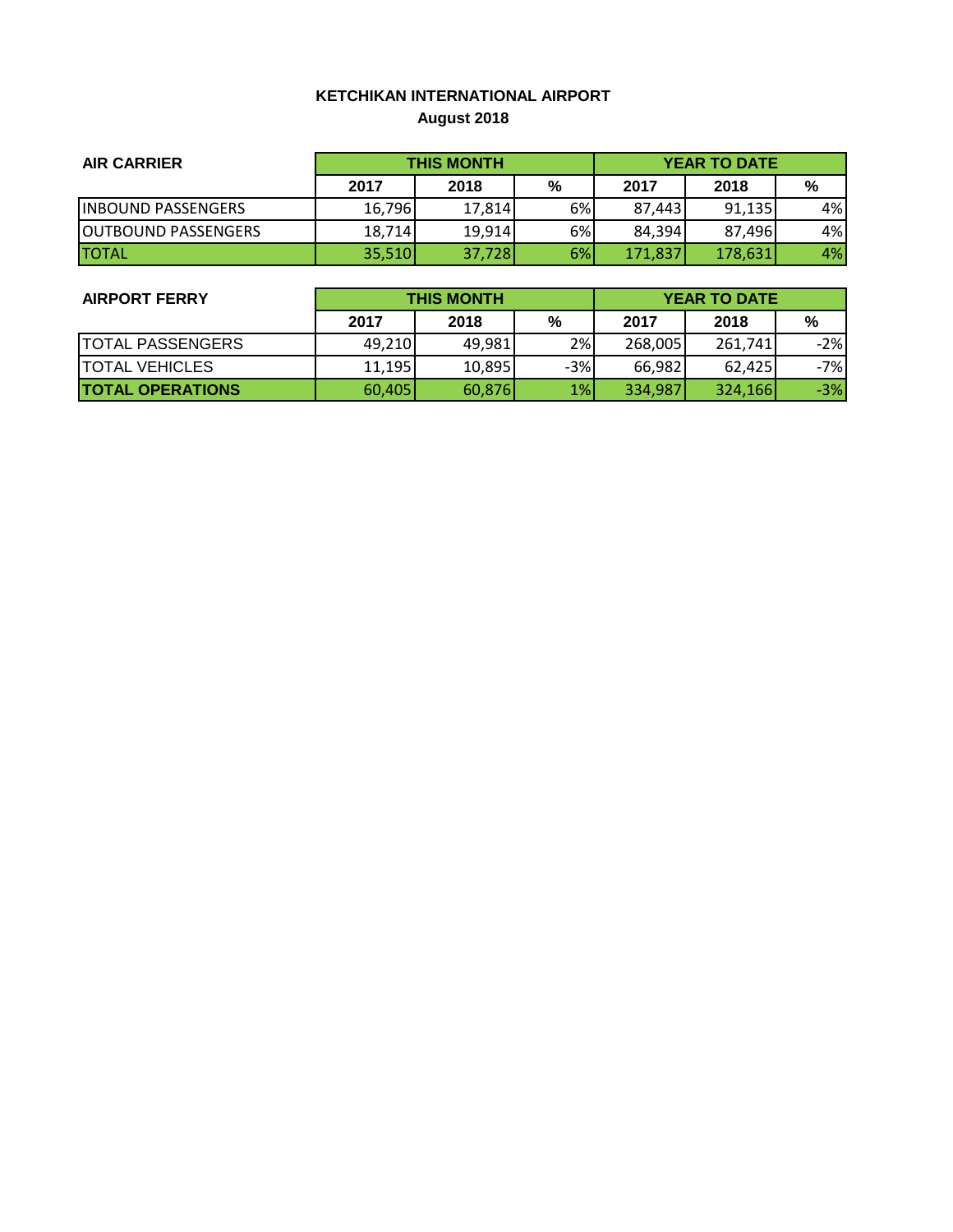# KETCHIKAN INTERNATIONAL AIRPORT
## August 2018

| AIR CARRIER | THIS MONTH | | | YEAR TO DATE | | |
|---|---|---|---|---|---|---|
| | 2017 | 2018 | % | 2017 | 2018 | % |
| INBOUND PASSENGERS | 16,796 | 17,814 | 6% | 87,443 | 91,135 | 4% |
| OUTBOUND PASSENGERS | 18,714 | 19,914 | 6% | 84,394 | 87,496 | 4% |
| TOTAL | 35,510 | 37,728 | 6% | 171,837 | 178,631 | 4% |

| AIRPORT FERRY | THIS MONTH | | | YEAR TO DATE | | |
|---|---|---|---|---|---|---|
| | 2017 | 2018 | % | 2017 | 2018 | % |
| TOTAL PASSENGERS | 49,210 | 49,981 | 2% | 268,005 | 261,741 | -2% |
| TOTAL VEHICLES | 11,195 | 10,895 | -3% | 66,982 | 62,425 | -7% |
| **TOTAL OPERATIONS** | 60,405 | 60,876 | 1% | 334,987 | 324,166 | -3% |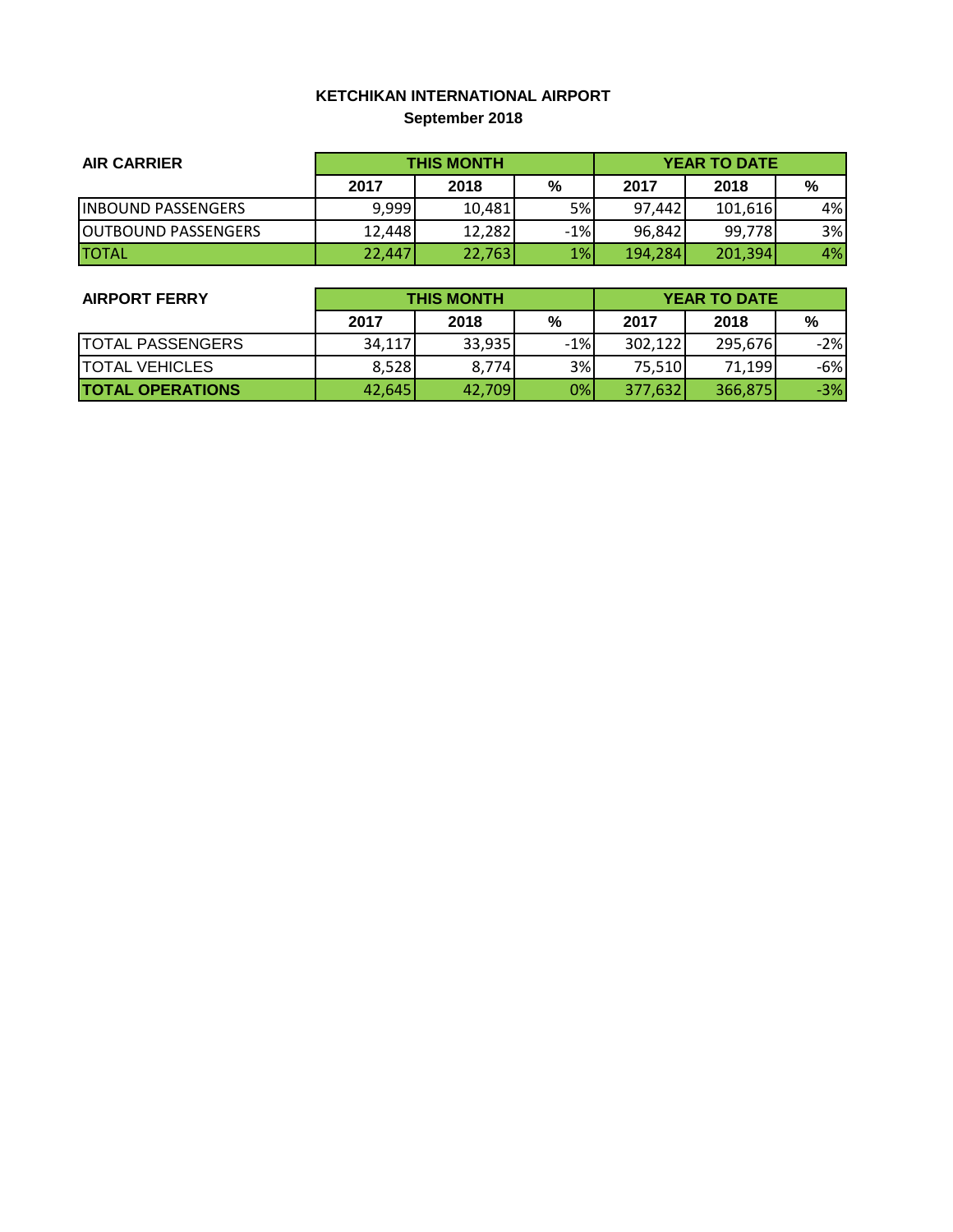# KETCHIKAN INTERNATIONAL AIRPORT
## September 2018

| AIR CARRIER | THIS MONTH | | | YEAR TO DATE | | |
|---|---|---|---|---|---|---|
| | 2017 | 2018 | % | 2017 | 2018 | % |
| INBOUND PASSENGERS | 9,999 | 10,481 | 5% | 97,442 | 101,616 | 4% |
| OUTBOUND PASSENGERS | 12,448 | 12,282 | -1% | 96,842 | 99,778 | 3% |
| TOTAL | 22,447 | 22,763 | 1% | 194,284 | 201,394 | 4% |

| AIRPORT FERRY | THIS MONTH | | | YEAR TO DATE | | |
|---|---|---|---|---|---|---|
| | 2017 | 2018 | % | 2017 | 2018 | % |
| TOTAL PASSENGERS | 34,117 | 33,935 | -1% | 302,122 | 295,676 | -2% |
| TOTAL VEHICLES | 8,528 | 8,774 | 3% | 75,510 | 71,199 | -6% |
| **TOTAL OPERATIONS** | 42,645 | 42,709 | 0% | 377,632 | 366,875 | -3% |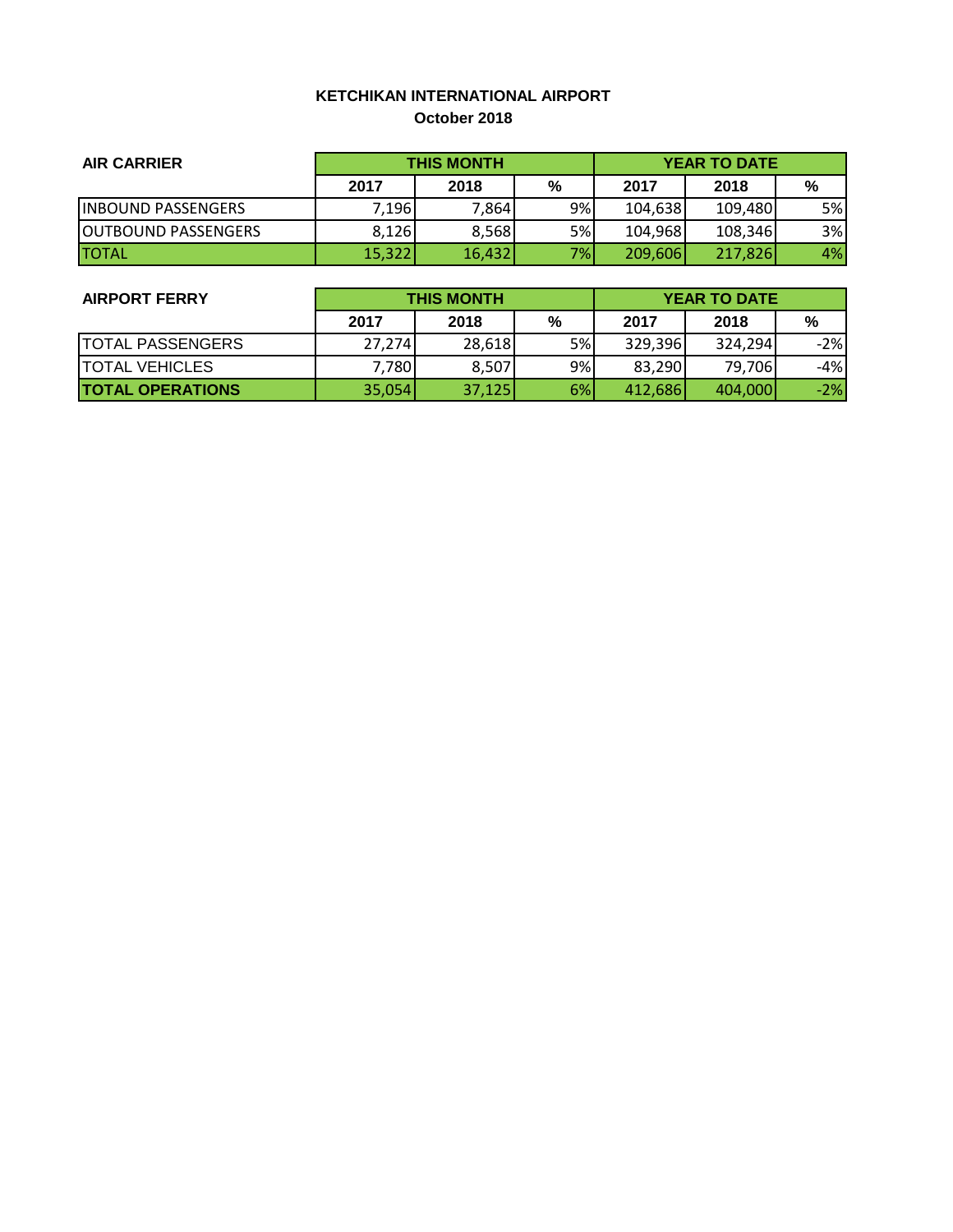**KETCHIKAN INTERNATIONAL AIRPORT**
**October 2018**

| AIR CARRIER | THIS MONTH | | | YEAR TO DATE | | |
|---|---|---|---|---|---|---|
| | 2017 | 2018 | % | 2017 | 2018 | % |
| INBOUND PASSENGERS | 7,196 | 7,864 | 9% | 104,638 | 109,480 | 5% |
| OUTBOUND PASSENGERS | 8,126 | 8,568 | 5% | 104,968 | 108,346 | 3% |
| TOTAL | 15,322 | 16,432 | 7% | 209,606 | 217,826 | 4% |

| AIRPORT FERRY | THIS MONTH | | | YEAR TO DATE | | |
|---|---|---|---|---|---|---|
| | 2017 | 2018 | % | 2017 | 2018 | % |
| TOTAL PASSENGERS | 27,274 | 28,618 | 5% | 329,396 | 324,294 | -2% |
| TOTAL VEHICLES | 7,780 | 8,507 | 9% | 83,290 | 79,706 | -4% |
| **TOTAL OPERATIONS** | 35,054 | 37,125 | 6% | 412,686 | 404,000 | -2% |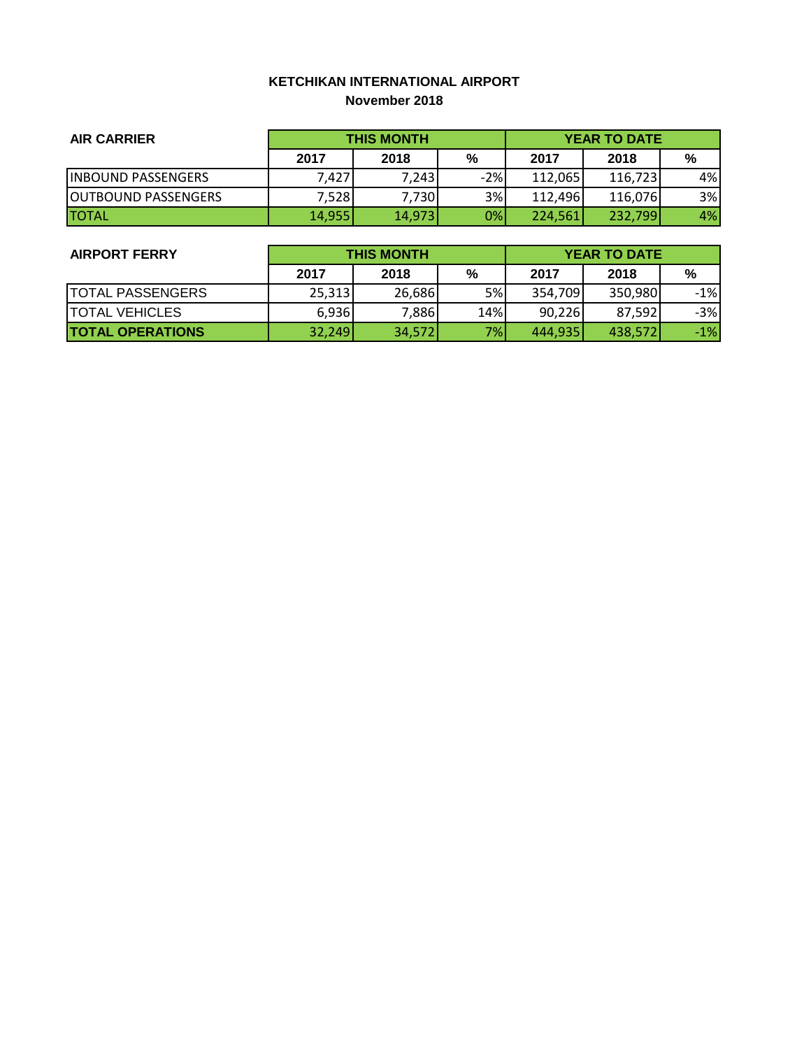**KETCHIKAN INTERNATIONAL AIRPORT**
**November 2018**

| AIR CARRIER | THIS MONTH | | | YEAR TO DATE | | |
|---|---|---|---|---|---|---|
| | 2017 | 2018 | % | 2017 | 2018 | % |
| INBOUND PASSENGERS | 7,427 | 7,243 | -2% | 112,065 | 116,723 | 4% |
| OUTBOUND PASSENGERS | 7,528 | 7,730 | 3% | 112,496 | 116,076 | 3% |
| TOTAL | 14,955 | 14,973 | 0% | 224,561 | 232,799 | 4% |

| AIRPORT FERRY | THIS MONTH | | | YEAR TO DATE | | |
|---|---|---|---|---|---|---|
| | 2017 | 2018 | % | 2017 | 2018 | % |
| TOTAL PASSENGERS | 25,313 | 26,686 | 5% | 354,709 | 350,980 | -1% |
| TOTAL VEHICLES | 6,936 | 7,886 | 14% | 90,226 | 87,592 | -3% |
| **TOTAL OPERATIONS** | 32,249 | 34,572 | 7% | 444,935 | 438,572 | -1% |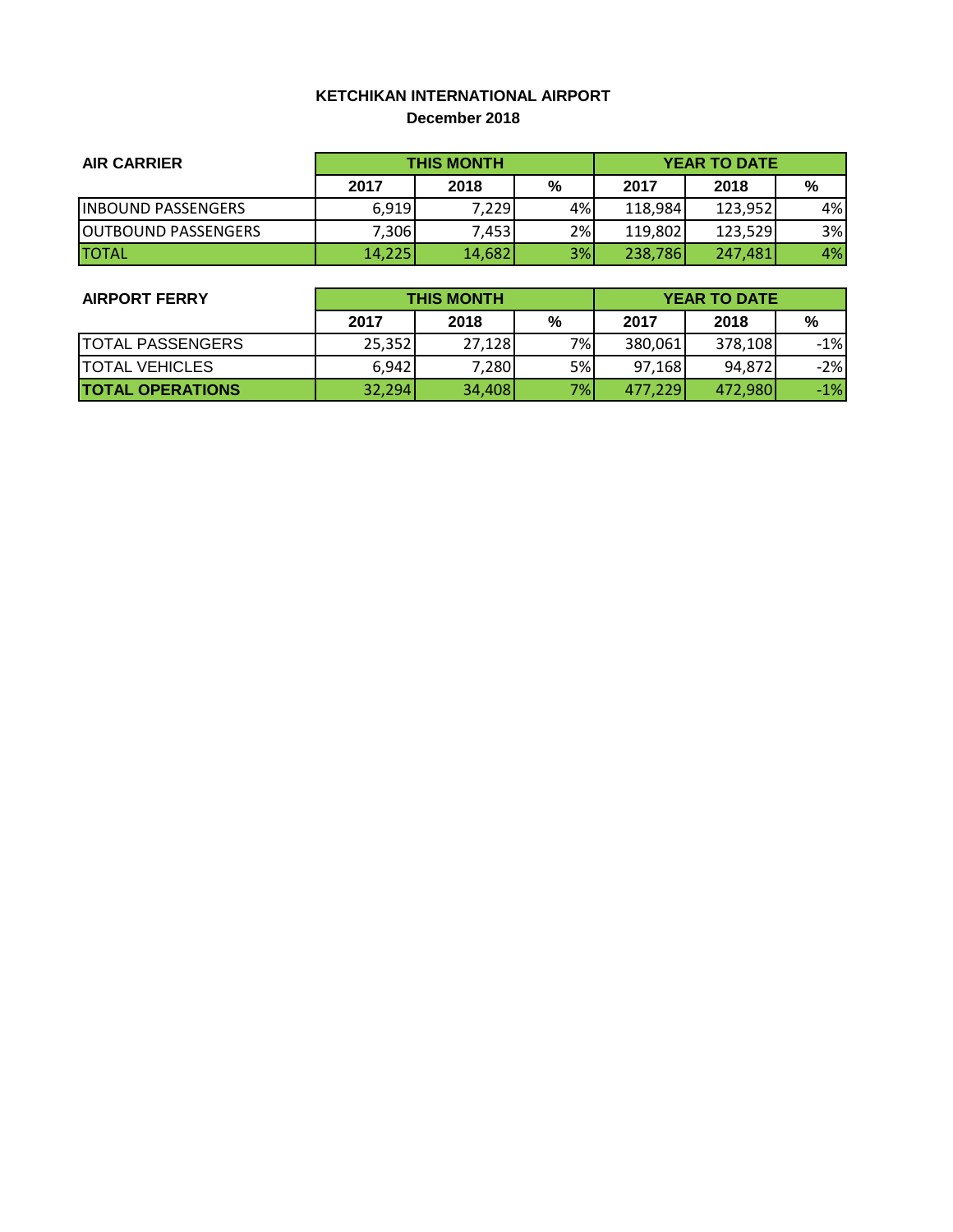**KETCHIKAN INTERNATIONAL AIRPORT**

**December 2018**

| AIR CARRIER | THIS MONTH | | | YEAR TO DATE | | |
|---|---|---|---|---|---|---|
| | 2017 | 2018 | % | 2017 | 2018 | % |
| INBOUND PASSENGERS | 6,919 | 7,229 | 4% | 118,984 | 123,952 | 4% |
| OUTBOUND PASSENGERS | 7,306 | 7,453 | 2% | 119,802 | 123,529 | 3% |
| TOTAL | 14,225 | 14,682 | 3% | 238,786 | 247,481 | 4% |

| AIRPORT FERRY | THIS MONTH | | | YEAR TO DATE | | |
|---|---|---|---|---|---|---|
| | 2017 | 2018 | % | 2017 | 2018 | % |
| TOTAL PASSENGERS | 25,352 | 27,128 | 7% | 380,061 | 378,108 | -1% |
| TOTAL VEHICLES | 6,942 | 7,280 | 5% | 97,168 | 94,872 | -2% |
| **TOTAL OPERATIONS** | 32,294 | 34,408 | 7% | 477,229 | 472,980 | -1% |